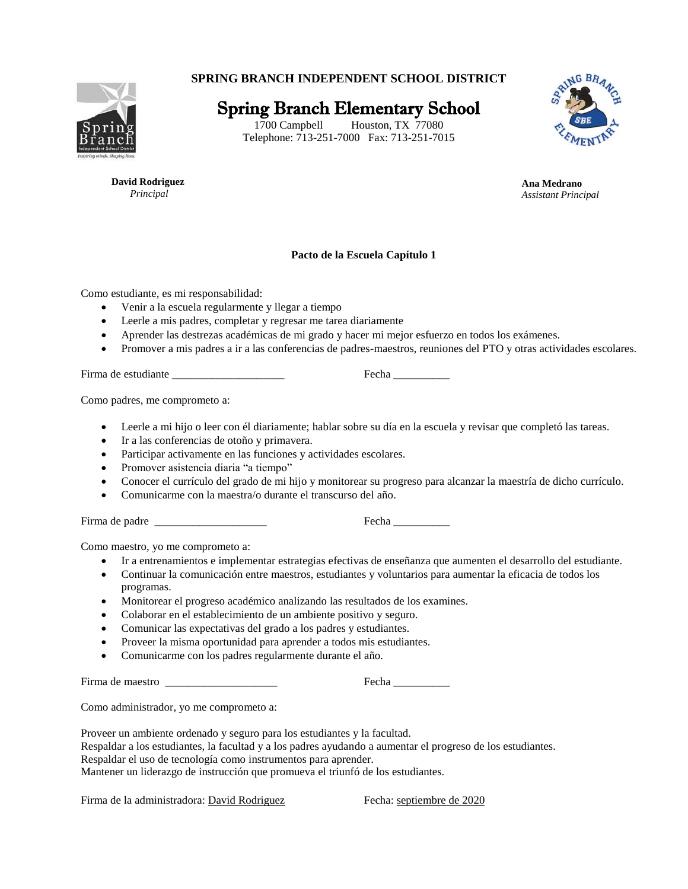**SPRING BRANCH INDEPENDENT SCHOOL DISTRICT**

# Spring Branch Elementary School

1700 Campbell Houston, TX 77080
Telephone: 713-251-7000 Fax: 713-251-7015

**David Rodriguez**
*Principal*

**Ana Medrano**
*Assistant Principal*

**Pacto de la Escuela Capítulo 1**

Como estudiante, es mi responsabilidad:

- Venir a la escuela regularmente y llegar a tiempo
- Leerle a mis padres, completar y regresar me tarea diariamente
- Aprender las destrezas académicas de mi grado y hacer mi mejor esfuerzo en todos los exámenes.
- Promover a mis padres a ir a las conferencias de padres-maestros, reuniones del PTO y otras actividades escolares.

Firma de estudiante ____________________ Fecha __________

Como padres, me comprometo a:

- Leerle a mi hijo o leer con él diariamente; hablar sobre su día en la escuela y revisar que completó las tareas.
- Ir a las conferencias de otoño y primavera.
- Participar activamente en las funciones y actividades escolares.
- Promover asistencia diaria "a tiempo"
- Conocer el currículo del grado de mi hijo y monitorear su progreso para alcanzar la maestría de dicho currículo.
- Comunicarme con la maestra/o durante el transcurso del año.

Firma de padre ____________________ Fecha __________

Como maestro, yo me comprometo a:

- Ir a entrenamientos e implementar estrategias efectivas de enseñanza que aumenten el desarrollo del estudiante.
- Continuar la comunicación entre maestros, estudiantes y voluntarios para aumentar la eficacia de todos los programas.
- Monitorear el progreso académico analizando las resultados de los examines.
- Colaborar en el establecimiento de un ambiente positivo y seguro.
- Comunicar las expectativas del grado a los padres y estudiantes.
- Proveer la misma oportunidad para aprender a todos mis estudiantes.
- Comunicarme con los padres regularmente durante el año.

Firma de maestro ____________________ Fecha __________

Como administrador, yo me comprometo a:

Proveer un ambiente ordenado y seguro para los estudiantes y la facultad.
Respaldar a los estudiantes, la facultad y a los padres ayudando a aumentar el progreso de los estudiantes.
Respaldar el uso de tecnología como instrumentos para aprender.
Mantener un liderazgo de instrucción que promueva el triunfó de los estudiantes.

Firma de la administradora: David Rodriguez Fecha: septiembre de 2020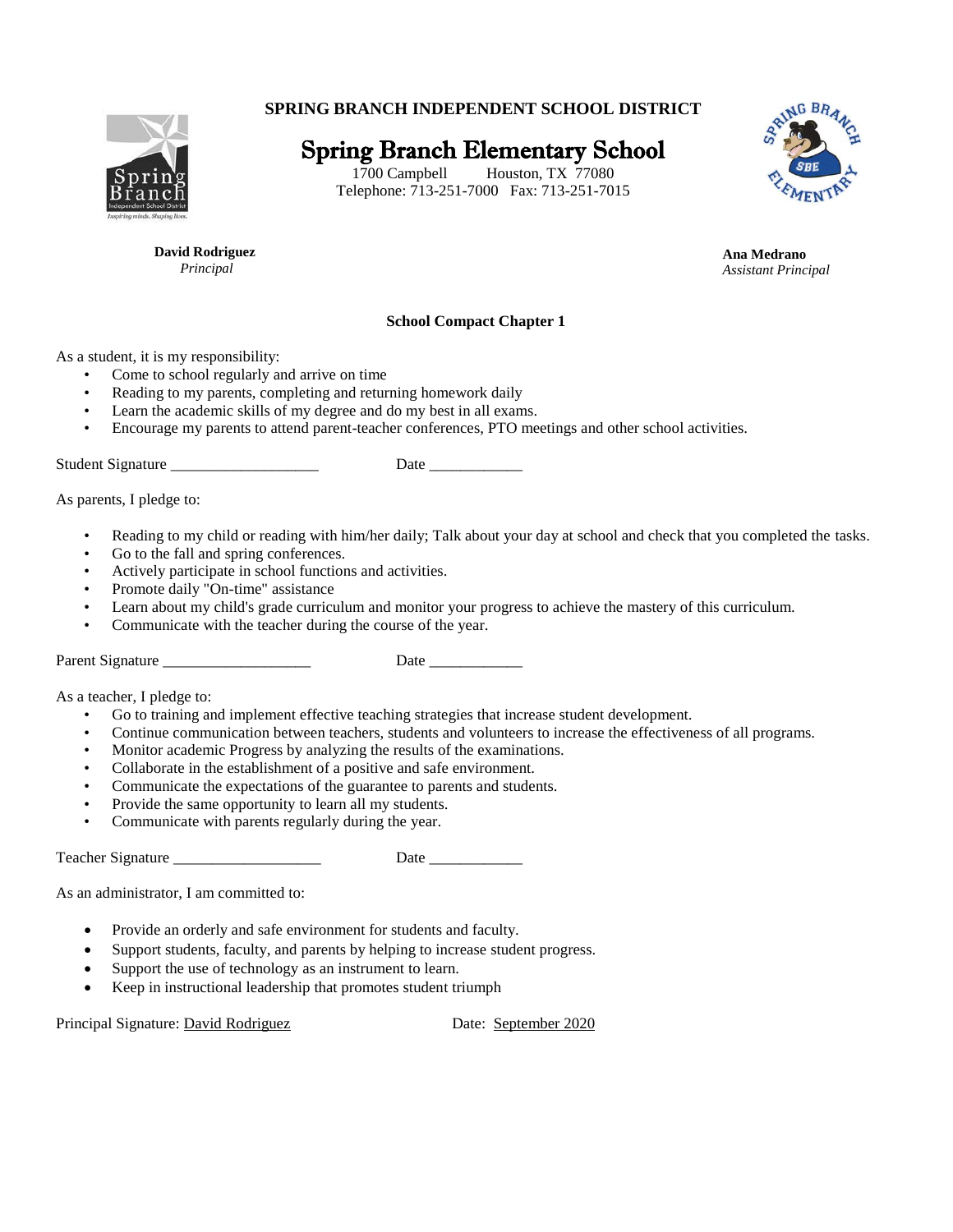**SPRING BRANCH INDEPENDENT SCHOOL DISTRICT**

# Spring Branch Elementary School

1700 Campbell Houston, TX 77080
Telephone: 713-251-7000 Fax: 713-251-7015

**David Rodriguez**
*Principal*

**Ana Medrano**
*Assistant Principal*

**School Compact Chapter 1**

As a student, it is my responsibility:

- Come to school regularly and arrive on time
- Reading to my parents, completing and returning homework daily
- Learn the academic skills of my degree and do my best in all exams.
- Encourage my parents to attend parent-teacher conferences, PTO meetings and other school activities.

Student Signature ___________________ Date ____________

As parents, I pledge to:

- Reading to my child or reading with him/her daily; Talk about your day at school and check that you completed the tasks.
- Go to the fall and spring conferences.
- Actively participate in school functions and activities.
- Promote daily "On-time" assistance
- Learn about my child's grade curriculum and monitor your progress to achieve the mastery of this curriculum.
- Communicate with the teacher during the course of the year.

Parent Signature ___________________ Date ____________

As a teacher, I pledge to:

- Go to training and implement effective teaching strategies that increase student development.
- Continue communication between teachers, students and volunteers to increase the effectiveness of all programs.
- Monitor academic Progress by analyzing the results of the examinations.
- Collaborate in the establishment of a positive and safe environment.
- Communicate the expectations of the guarantee to parents and students.
- Provide the same opportunity to learn all my students.
- Communicate with parents regularly during the year.

Teacher Signature ___________________ Date ____________

As an administrator, I am committed to:

- Provide an orderly and safe environment for students and faculty.
- Support students, faculty, and parents by helping to increase student progress.
- Support the use of technology as an instrument to learn.
- Keep in instructional leadership that promotes student triumph

Principal Signature: David Rodriguez Date: September 2020